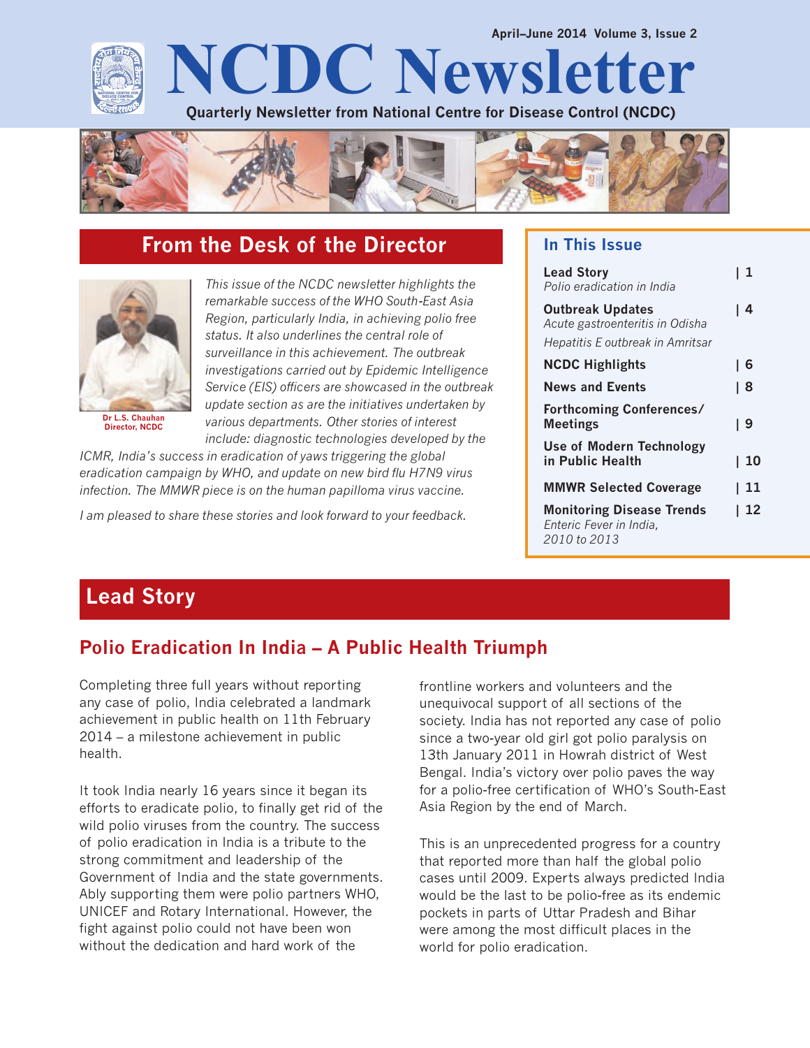April–June 2014 Volume 3, Issue 2

# NCDC Newsletter

Quarterly Newsletter from National Centre for Disease Control (NCDC)

## From the Desk of the Director

*This issue of the NCDC newsletter highlights the remarkable success of the WHO South-East Asia Region, particularly India, in achieving polio free status. It also underlines the central role of surveillance in this achievement. The outbreak investigations carried out by Epidemic Intelligence Service (EIS) officers are showcased in the outbreak update section as are the initiatives undertaken by various departments. Other stories of interest include: diagnostic technologies developed by the ICMR, India's success in eradication of yaws triggering the global eradication campaign by WHO, and update on new bird flu H7N9 virus infection. The MMWR piece is on the human papilloma virus vaccine.*

*I am pleased to share these stories and look forward to your feedback.*

**Dr L.S. Chauhan**
**Director, NCDC**

## In This Issue

| | |
|---|---|
| **Lead Story** *Polio eradication in India* | 1 |
| **Outbreak Updates** *Acute gastroenteritis in Odisha* *Hepatitis E outbreak in Amritsar* | 4 |
| **NCDC Highlights** | 6 |
| **News and Events** | 8 |
| **Forthcoming Conferences/ Meetings** | 9 |
| **Use of Modern Technology in Public Health** | 10 |
| **MMWR Selected Coverage** | 11 |
| **Monitoring Disease Trends** *Enteric Fever in India, 2010 to 2013* | 12 |

## Lead Story

### Polio Eradication In India – A Public Health Triumph

Completing three full years without reporting any case of polio, India celebrated a landmark achievement in public health on 11th February 2014 – a milestone achievement in public health.

It took India nearly 16 years since it began its efforts to eradicate polio, to finally get rid of the wild polio viruses from the country. The success of polio eradication in India is a tribute to the strong commitment and leadership of the Government of India and the state governments. Ably supporting them were polio partners WHO, UNICEF and Rotary International. However, the fight against polio could not have been won without the dedication and hard work of the frontline workers and volunteers and the unequivocal support of all sections of the society. India has not reported any case of polio since a two-year old girl got polio paralysis on 13th January 2011 in Howrah district of West Bengal. India's victory over polio paves the way for a polio-free certification of WHO's South-East Asia Region by the end of March.

This is an unprecedented progress for a country that reported more than half the global polio cases until 2009. Experts always predicted India would be the last to be polio-free as its endemic pockets in parts of Uttar Pradesh and Bihar were among the most difficult places in the world for polio eradication.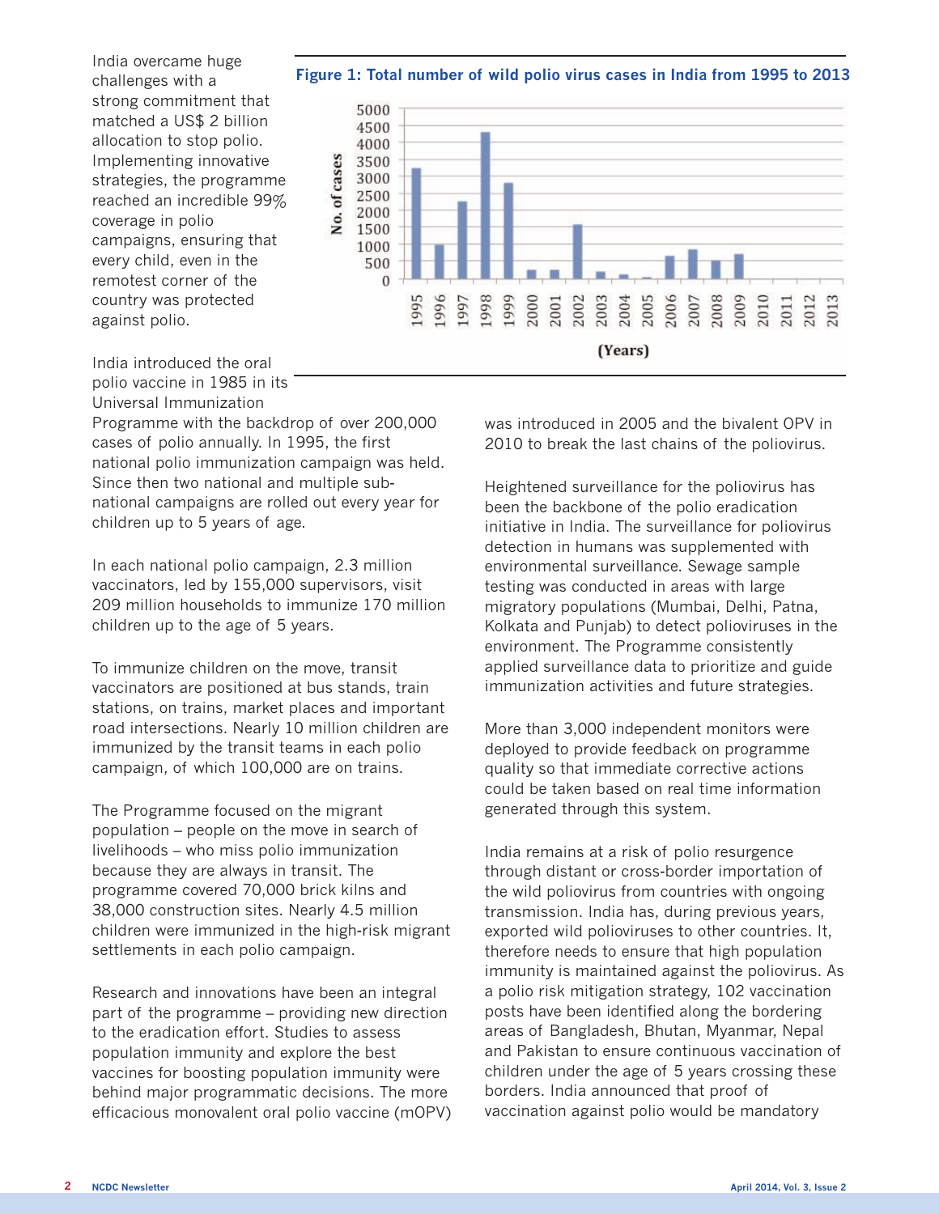India overcame huge challenges with a strong commitment that matched a US$ 2 billion allocation to stop polio. Implementing innovative strategies, the programme reached an incredible 99% coverage in polio campaigns, ensuring that every child, even in the remotest corner of the country was protected against polio.

**Figure 1: Total number of wild polio virus cases in India from 1995 to 2013**

India introduced the oral polio vaccine in 1985 in its Universal Immunization Programme with the backdrop of over 200,000 cases of polio annually. In 1995, the first national polio immunization campaign was held. Since then two national and multiple sub-national campaigns are rolled out every year for children up to 5 years of age.

In each national polio campaign, 2.3 million vaccinators, led by 155,000 supervisors, visit 209 million households to immunize 170 million children up to the age of 5 years.

To immunize children on the move, transit vaccinators are positioned at bus stands, train stations, on trains, market places and important road intersections. Nearly 10 million children are immunized by the transit teams in each polio campaign, of which 100,000 are on trains.

The Programme focused on the migrant population – people on the move in search of livelihoods – who miss polio immunization because they are always in transit. The programme covered 70,000 brick kilns and 38,000 construction sites. Nearly 4.5 million children were immunized in the high-risk migrant settlements in each polio campaign.

Research and innovations have been an integral part of the programme – providing new direction to the eradication effort. Studies to assess population immunity and explore the best vaccines for boosting population immunity were behind major programmatic decisions. The more efficacious monovalent oral polio vaccine (mOPV) was introduced in 2005 and the bivalent OPV in 2010 to break the last chains of the poliovirus.

Heightened surveillance for the poliovirus has been the backbone of the polio eradication initiative in India. The surveillance for poliovirus detection in humans was supplemented with environmental surveillance. Sewage sample testing was conducted in areas with large migratory populations (Mumbai, Delhi, Patna, Kolkata and Punjab) to detect polioviruses in the environment. The Programme consistently applied surveillance data to prioritize and guide immunization activities and future strategies.

More than 3,000 independent monitors were deployed to provide feedback on programme quality so that immediate corrective actions could be taken based on real time information generated through this system.

India remains at a risk of polio resurgence through distant or cross-border importation of the wild poliovirus from countries with ongoing transmission. India has, during previous years, exported wild polioviruses to other countries. It, therefore needs to ensure that high population immunity is maintained against the poliovirus. As a polio risk mitigation strategy, 102 vaccination posts have been identified along the bordering areas of Bangladesh, Bhutan, Myanmar, Nepal and Pakistan to ensure continuous vaccination of children under the age of 5 years crossing these borders. India announced that proof of vaccination against polio would be mandatory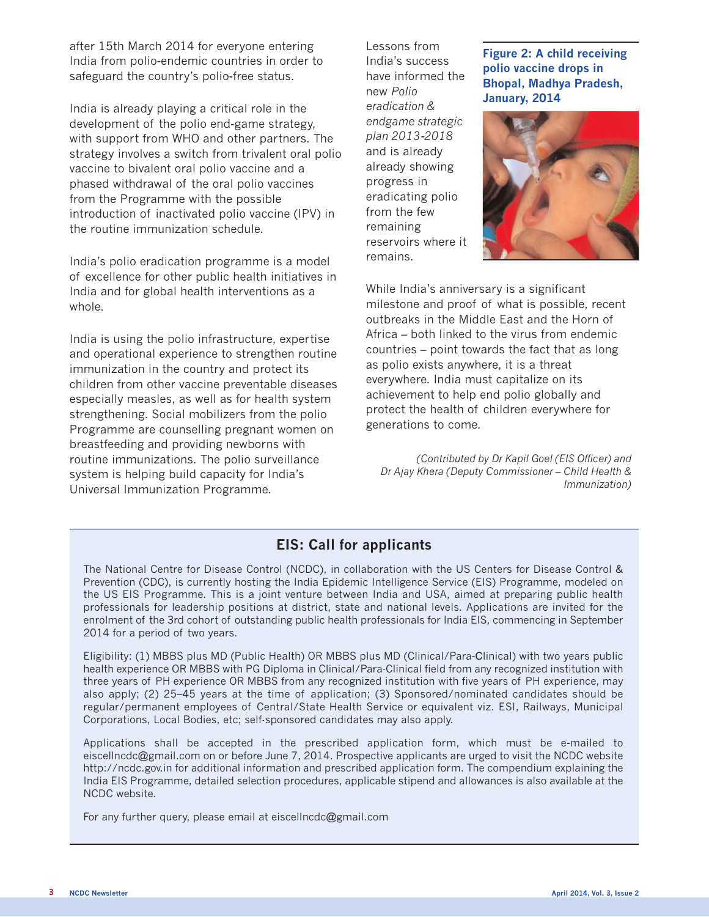after 15th March 2014 for everyone entering India from polio-endemic countries in order to safeguard the country's polio-free status.

India is already playing a critical role in the development of the polio end-game strategy, with support from WHO and other partners. The strategy involves a switch from trivalent oral polio vaccine to bivalent oral polio vaccine and a phased withdrawal of the oral polio vaccines from the Programme with the possible introduction of inactivated polio vaccine (IPV) in the routine immunization schedule.

India's polio eradication programme is a model of excellence for other public health initiatives in India and for global health interventions as a whole.

India is using the polio infrastructure, expertise and operational experience to strengthen routine immunization in the country and protect its children from other vaccine preventable diseases especially measles, as well as for health system strengthening. Social mobilizers from the polio Programme are counselling pregnant women on breastfeeding and providing newborns with routine immunizations. The polio surveillance system is helping build capacity for India's Universal Immunization Programme.

Lessons from India's success have informed the new *Polio eradication & endgame strategic plan 2013-2018* and is already already showing progress in eradicating polio from the few remaining reservoirs where it remains.

**Figure 2: A child receiving polio vaccine drops in Bhopal, Madhya Pradesh, January, 2014**

While India's anniversary is a significant milestone and proof of what is possible, recent outbreaks in the Middle East and the Horn of Africa – both linked to the virus from endemic countries – point towards the fact that as long as polio exists anywhere, it is a threat everywhere. India must capitalize on its achievement to help end polio globally and protect the health of children everywhere for generations to come.

*(Contributed by Dr Kapil Goel (EIS Officer) and Dr Ajay Khera (Deputy Commissioner – Child Health & Immunization)*

## EIS: Call for applicants

The National Centre for Disease Control (NCDC), in collaboration with the US Centers for Disease Control & Prevention (CDC), is currently hosting the India Epidemic Intelligence Service (EIS) Programme, modeled on the US EIS Programme. This is a joint venture between India and USA, aimed at preparing public health professionals for leadership positions at district, state and national levels. Applications are invited for the enrolment of the 3rd cohort of outstanding public health professionals for India EIS, commencing in September 2014 for a period of two years.

Eligibility: (1) MBBS plus MD (Public Health) OR MBBS plus MD (Clinical/Para-Clinical) with two years public health experience OR MBBS with PG Diploma in Clinical/Para-Clinical field from any recognized institution with three years of PH experience OR MBBS from any recognized institution with five years of PH experience, may also apply; (2) 25–45 years at the time of application; (3) Sponsored/nominated candidates should be regular/permanent employees of Central/State Health Service or equivalent viz. ESI, Railways, Municipal Corporations, Local Bodies, etc; self-sponsored candidates may also apply.

Applications shall be accepted in the prescribed application form, which must be e-mailed to eiscellncdc@gmail.com on or before June 7, 2014. Prospective applicants are urged to visit the NCDC website http://ncdc.gov.in for additional information and prescribed application form. The compendium explaining the India EIS Programme, detailed selection procedures, applicable stipend and allowances is also available at the NCDC website.

For any further query, please email at eiscellncdc@gmail.com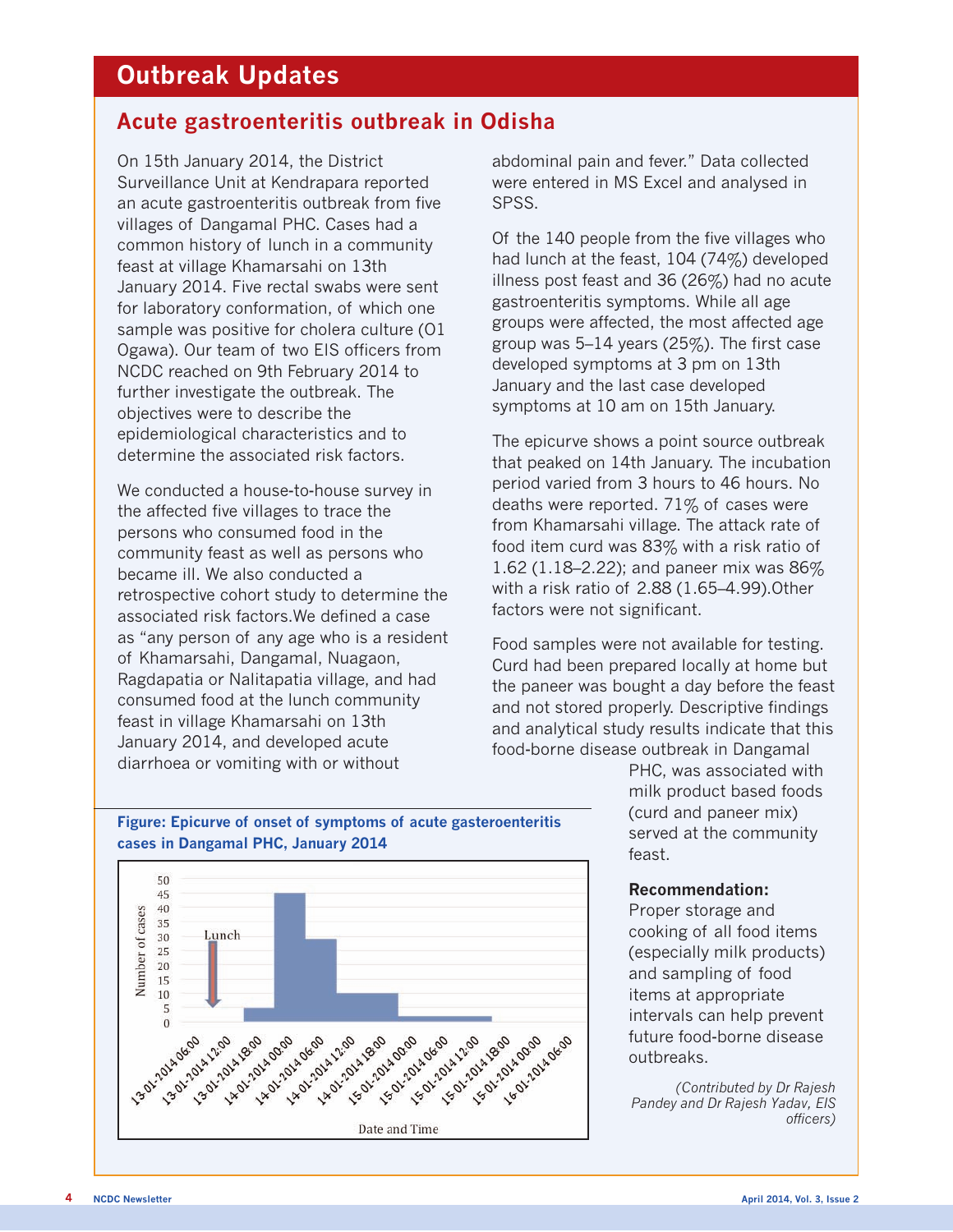# Outbreak Updates

## Acute gastroenteritis outbreak in Odisha

On 15th January 2014, the District Surveillance Unit at Kendrapara reported an acute gastroenteritis outbreak from five villages of Dangamal PHC. Cases had a common history of lunch in a community feast at village Khamarsahi on 13th January 2014. Five rectal swabs were sent for laboratory conformation, of which one sample was positive for cholera culture (O1 Ogawa). Our team of two EIS officers from NCDC reached on 9th February 2014 to further investigate the outbreak. The objectives were to describe the epidemiological characteristics and to determine the associated risk factors.

We conducted a house-to-house survey in the affected five villages to trace the persons who consumed food in the community feast as well as persons who became ill. We also conducted a retrospective cohort study to determine the associated risk factors.We defined a case as "any person of any age who is a resident of Khamarsahi, Dangamal, Nuagaon, Ragdapatia or Nalitapatia village, and had consumed food at the lunch community feast in village Khamarsahi on 13th January 2014, and developed acute diarrhoea or vomiting with or without abdominal pain and fever." Data collected were entered in MS Excel and analysed in SPSS.

Of the 140 people from the five villages who had lunch at the feast, 104 (74%) developed illness post feast and 36 (26%) had no acute gastroenteritis symptoms. While all age groups were affected, the most affected age group was 5–14 years (25%). The first case developed symptoms at 3 pm on 13th January and the last case developed symptoms at 10 am on 15th January.

The epicurve shows a point source outbreak that peaked on 14th January. The incubation period varied from 3 hours to 46 hours. No deaths were reported. 71% of cases were from Khamarsahi village. The attack rate of food item curd was 83% with a risk ratio of 1.62 (1.18–2.22); and paneer mix was 86% with a risk ratio of 2.88 (1.65–4.99).Other factors were not significant.

Food samples were not available for testing. Curd had been prepared locally at home but the paneer was bought a day before the feast and not stored properly. Descriptive findings and analytical study results indicate that this food-borne disease outbreak in Dangamal PHC, was associated with milk product based foods (curd and paneer mix) served at the community feast.

**Figure: Epicurve of onset of symptoms of acute gasteroenteritis cases in Dangamal PHC, January 2014**

**Recommendation:**
Proper storage and cooking of all food items (especially milk products) and sampling of food items at appropriate intervals can help prevent future food-borne disease outbreaks.

*(Contributed by Dr Rajesh Pandey and Dr Rajesh Yadav, EIS officers)*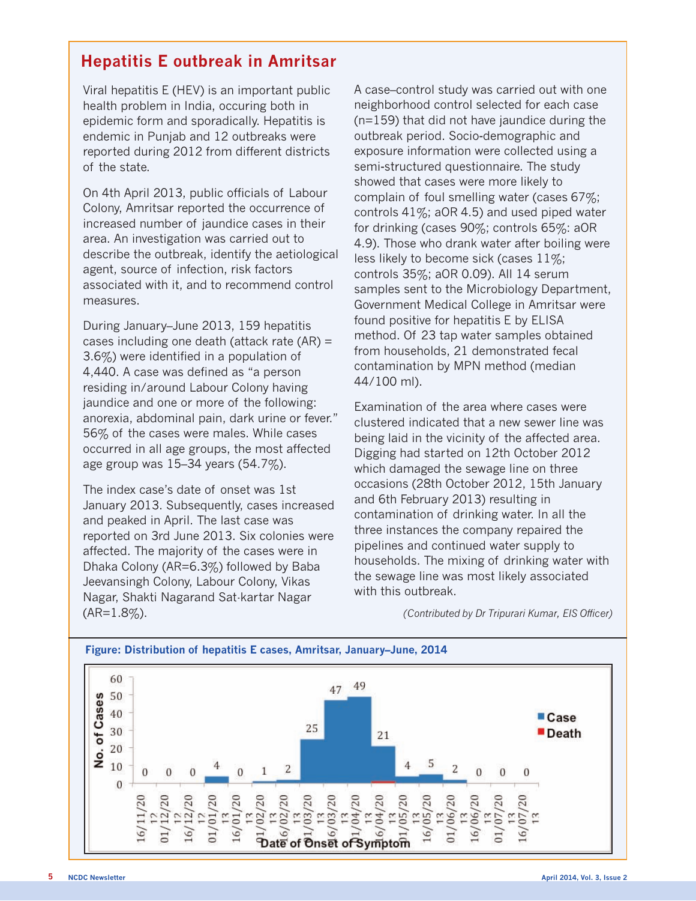## Hepatitis E outbreak in Amritsar

Viral hepatitis E (HEV) is an important public health problem in India, occuring both in epidemic form and sporadically. Hepatitis is endemic in Punjab and 12 outbreaks were reported during 2012 from different districts of the state.

On 4th April 2013, public officials of Labour Colony, Amritsar reported the occurrence of increased number of jaundice cases in their area. An investigation was carried out to describe the outbreak, identify the aetiological agent, source of infection, risk factors associated with it, and to recommend control measures.

During January–June 2013, 159 hepatitis cases including one death (attack rate (AR) = 3.6%) were identified in a population of 4,440. A case was defined as "a person residing in/around Labour Colony having jaundice and one or more of the following: anorexia, abdominal pain, dark urine or fever." 56% of the cases were males. While cases occurred in all age groups, the most affected age group was 15–34 years (54.7%).

The index case's date of onset was 1st January 2013. Subsequently, cases increased and peaked in April. The last case was reported on 3rd June 2013. Six colonies were affected. The majority of the cases were in Dhaka Colony (AR=6.3%) followed by Baba Jeevansingh Colony, Labour Colony, Vikas Nagar, Shakti Nagarand Sat-kartar Nagar (AR=1.8%).

A case–control study was carried out with one neighborhood control selected for each case (n=159) that did not have jaundice during the outbreak period. Socio-demographic and exposure information were collected using a semi-structured questionnaire. The study showed that cases were more likely to complain of foul smelling water (cases 67%; controls 41%; aOR 4.5) and used piped water for drinking (cases 90%; controls 65%: aOR 4.9). Those who drank water after boiling were less likely to become sick (cases 11%; controls 35%; aOR 0.09). All 14 serum samples sent to the Microbiology Department, Government Medical College in Amritsar were found positive for hepatitis E by ELISA method. Of 23 tap water samples obtained from households, 21 demonstrated fecal contamination by MPN method (median 44/100 ml).

Examination of the area where cases were clustered indicated that a new sewer line was being laid in the vicinity of the affected area. Digging had started on 12th October 2012 which damaged the sewage line on three occasions (28th October 2012, 15th January and 6th February 2013) resulting in contamination of drinking water. In all the three instances the company repaired the pipelines and continued water supply to households. The mixing of drinking water with the sewage line was most likely associated with this outbreak.

*(Contributed by Dr Tripurari Kumar, EIS Officer)*

**Figure: Distribution of hepatitis E cases, Amritsar, January–June, 2014**

| Date of Onset of Symptom | No. of Cases |
|---|---|
| 16/11/2012 | 0 |
| 01/12/2012 | 0 |
| 16/12/2012 | 0 |
| 01/01/2013 | 4 |
| 16/01/2013 | 0 |
| 01/02/2013 | 1 |
| 16/02/2013 | 2 |
| 01/03/2013 | 25 |
| 16/03/2013 | 47 |
| 01/04/2013 | 49 |
| 16/04/2013 | 21 |
| 01/05/2013 | 4 |
| 16/05/2013 | 5 |
| 01/06/2013 | 2 |
| 16/06/2013 | 0 |
| 01/07/2013 | 0 |
| 16/07/2013 | 0 |

Legend: Case; Death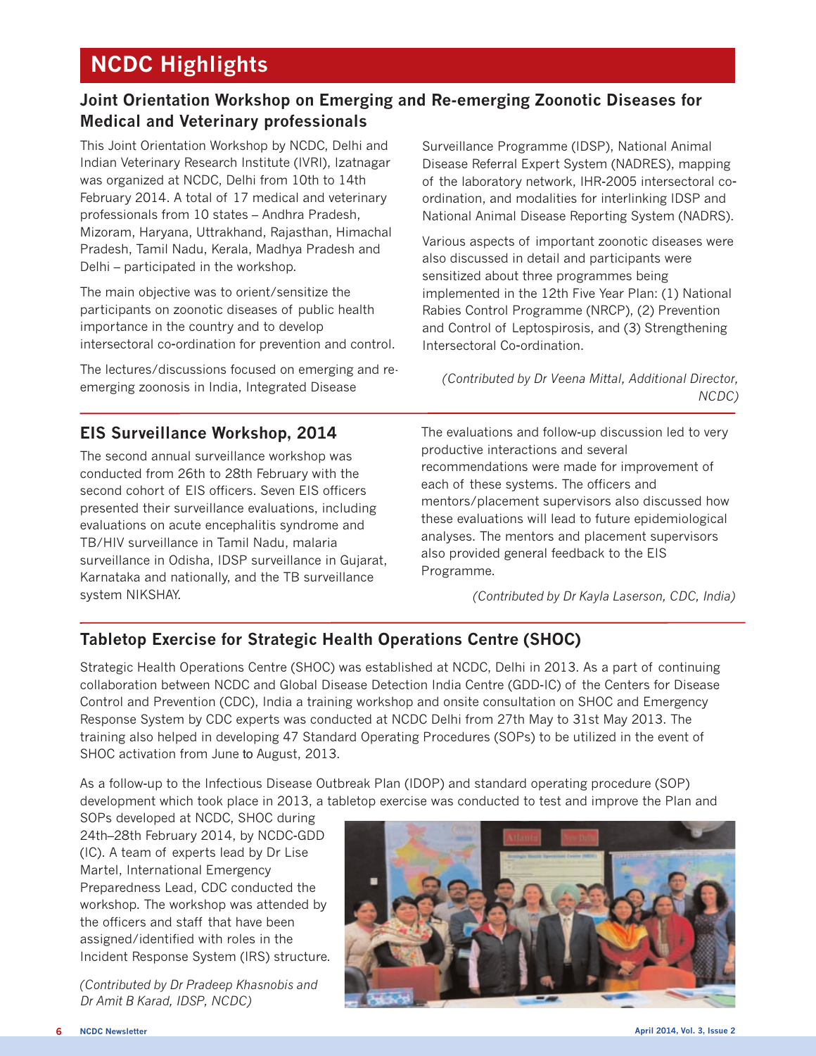# NCDC Highlights

## Joint Orientation Workshop on Emerging and Re-emerging Zoonotic Diseases for Medical and Veterinary professionals

This Joint Orientation Workshop by NCDC, Delhi and Indian Veterinary Research Institute (IVRI), Izatnagar was organized at NCDC, Delhi from 10th to 14th February 2014. A total of 17 medical and veterinary professionals from 10 states – Andhra Pradesh, Mizoram, Haryana, Uttrakhand, Rajasthan, Himachal Pradesh, Tamil Nadu, Kerala, Madhya Pradesh and Delhi – participated in the workshop.

The main objective was to orient/sensitize the participants on zoonotic diseases of public health importance in the country and to develop intersectoral co-ordination for prevention and control.

The lectures/discussions focused on emerging and re-emerging zoonosis in India, Integrated Disease Surveillance Programme (IDSP), National Animal Disease Referral Expert System (NADRES), mapping of the laboratory network, IHR-2005 intersectoral co-ordination, and modalities for interlinking IDSP and National Animal Disease Reporting System (NADRS).

Various aspects of important zoonotic diseases were also discussed in detail and participants were sensitized about three programmes being implemented in the 12th Five Year Plan: (1) National Rabies Control Programme (NRCP), (2) Prevention and Control of Leptospirosis, and (3) Strengthening Intersectoral Co-ordination.

*(Contributed by Dr Veena Mittal, Additional Director, NCDC)*

## EIS Surveillance Workshop, 2014

The second annual surveillance workshop was conducted from 26th to 28th February with the second cohort of EIS officers. Seven EIS officers presented their surveillance evaluations, including evaluations on acute encephalitis syndrome and TB/HIV surveillance in Tamil Nadu, malaria surveillance in Odisha, IDSP surveillance in Gujarat, Karnataka and nationally, and the TB surveillance system NIKSHAY.

The evaluations and follow-up discussion led to very productive interactions and several recommendations were made for improvement of each of these systems. The officers and mentors/placement supervisors also discussed how these evaluations will lead to future epidemiological analyses. The mentors and placement supervisors also provided general feedback to the EIS Programme.

*(Contributed by Dr Kayla Laserson, CDC, India)*

## Tabletop Exercise for Strategic Health Operations Centre (SHOC)

Strategic Health Operations Centre (SHOC) was established at NCDC, Delhi in 2013. As a part of continuing collaboration between NCDC and Global Disease Detection India Centre (GDD-IC) of the Centers for Disease Control and Prevention (CDC), India a training workshop and onsite consultation on SHOC and Emergency Response System by CDC experts was conducted at NCDC Delhi from 27th May to 31st May 2013. The training also helped in developing 47 Standard Operating Procedures (SOPs) to be utilized in the event of SHOC activation from June to August, 2013.

As a follow-up to the Infectious Disease Outbreak Plan (IDOP) and standard operating procedure (SOP) development which took place in 2013, a tabletop exercise was conducted to test and improve the Plan and SOPs developed at NCDC, SHOC during 24th–28th February 2014, by NCDC-GDD (IC). A team of experts lead by Dr Lise Martel, International Emergency Preparedness Lead, CDC conducted the workshop. The workshop was attended by the officers and staff that have been assigned/identified with roles in the Incident Response System (IRS) structure.

*(Contributed by Dr Pradeep Khasnobis and Dr Amit B Karad, IDSP, NCDC)*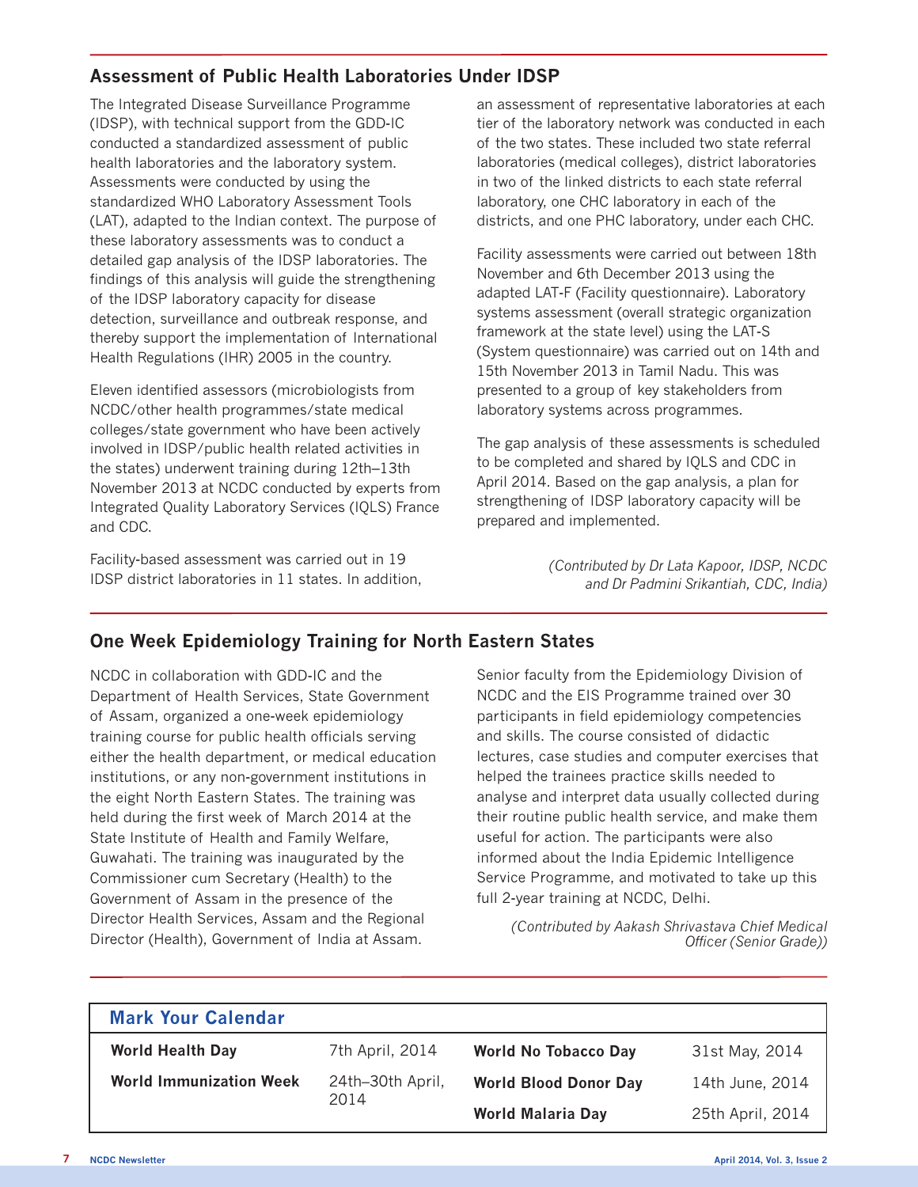## Assessment of Public Health Laboratories Under IDSP

The Integrated Disease Surveillance Programme (IDSP), with technical support from the GDD-IC conducted a standardized assessment of public health laboratories and the laboratory system. Assessments were conducted by using the standardized WHO Laboratory Assessment Tools (LAT), adapted to the Indian context. The purpose of these laboratory assessments was to conduct a detailed gap analysis of the IDSP laboratories. The findings of this analysis will guide the strengthening of the IDSP laboratory capacity for disease detection, surveillance and outbreak response, and thereby support the implementation of International Health Regulations (IHR) 2005 in the country.

Eleven identified assessors (microbiologists from NCDC/other health programmes/state medical colleges/state government who have been actively involved in IDSP/public health related activities in the states) underwent training during 12th–13th November 2013 at NCDC conducted by experts from Integrated Quality Laboratory Services (IQLS) France and CDC.

Facility-based assessment was carried out in 19 IDSP district laboratories in 11 states. In addition, an assessment of representative laboratories at each tier of the laboratory network was conducted in each of the two states. These included two state referral laboratories (medical colleges), district laboratories in two of the linked districts to each state referral laboratory, one CHC laboratory in each of the districts, and one PHC laboratory, under each CHC.

Facility assessments were carried out between 18th November and 6th December 2013 using the adapted LAT-F (Facility questionnaire). Laboratory systems assessment (overall strategic organization framework at the state level) using the LAT-S (System questionnaire) was carried out on 14th and 15th November 2013 in Tamil Nadu. This was presented to a group of key stakeholders from laboratory systems across programmes.

The gap analysis of these assessments is scheduled to be completed and shared by IQLS and CDC in April 2014. Based on the gap analysis, a plan for strengthening of IDSP laboratory capacity will be prepared and implemented.

*(Contributed by Dr Lata Kapoor, IDSP, NCDC and Dr Padmini Srikantiah, CDC, India)*

## One Week Epidemiology Training for North Eastern States

NCDC in collaboration with GDD-IC and the Department of Health Services, State Government of Assam, organized a one-week epidemiology training course for public health officials serving either the health department, or medical education institutions, or any non-government institutions in the eight North Eastern States. The training was held during the first week of March 2014 at the State Institute of Health and Family Welfare, Guwahati. The training was inaugurated by the Commissioner cum Secretary (Health) to the Government of Assam in the presence of the Director Health Services, Assam and the Regional Director (Health), Government of India at Assam.

Senior faculty from the Epidemiology Division of NCDC and the EIS Programme trained over 30 participants in field epidemiology competencies and skills. The course consisted of didactic lectures, case studies and computer exercises that helped the trainees practice skills needed to analyse and interpret data usually collected during their routine public health service, and make them useful for action. The participants were also informed about the India Epidemic Intelligence Service Programme, and motivated to take up this full 2-year training at NCDC, Delhi.

*(Contributed by Aakash Shrivastava Chief Medical Officer (Senior Grade))*

## Mark Your Calendar

| | | | |
|---|---|---|---|
| **World Health Day** | 7th April, 2014 | **World No Tobacco Day** | 31st May, 2014 |
| **World Immunization Week** | 24th–30th April, 2014 | **World Blood Donor Day** | 14th June, 2014 |
| | | **World Malaria Day** | 25th April, 2014 |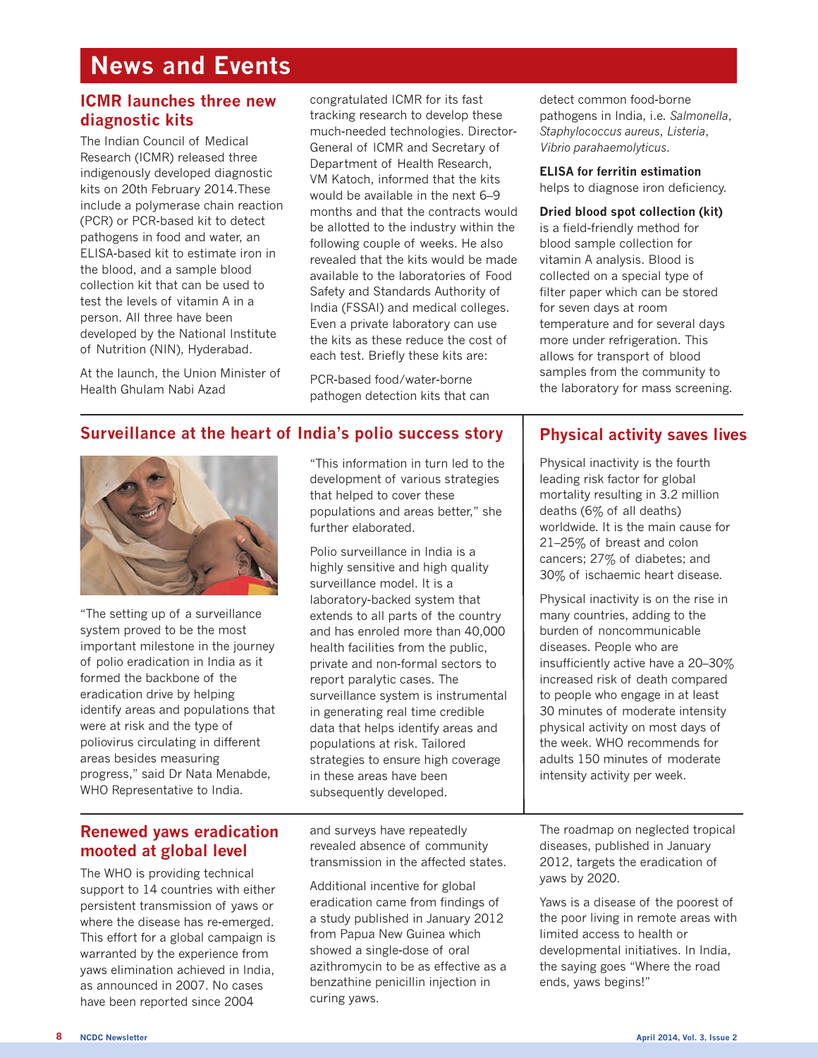# News and Events

## ICMR launches three new diagnostic kits

The Indian Council of Medical Research (ICMR) released three indigenously developed diagnostic kits on 20th February 2014.These include a polymerase chain reaction (PCR) or PCR-based kit to detect pathogens in food and water, an ELISA-based kit to estimate iron in the blood, and a sample blood collection kit that can be used to test the levels of vitamin A in a person. All three have been developed by the National Institute of Nutrition (NIN), Hyderabad.

At the launch, the Union Minister of Health Ghulam Nabi Azad congratulated ICMR for its fast tracking research to develop these much-needed technologies. Director-General of ICMR and Secretary of Department of Health Research, VM Katoch, informed that the kits would be available in the next 6–9 months and that the contracts would be allotted to the industry within the following couple of weeks. He also revealed that the kits would be made available to the laboratories of Food Safety and Standards Authority of India (FSSAI) and medical colleges. Even a private laboratory can use the kits as these reduce the cost of each test. Briefly these kits are:

PCR-based food/water-borne pathogen detection kits that can detect common food-borne pathogens in India, i.e. *Salmonella*, *Staphylococcus aureus*, *Listeria*, *Vibrio parahaemolyticus*.

**ELISA for ferritin estimation** helps to diagnose iron deficiency.

**Dried blood spot collection (kit)** is a field-friendly method for blood sample collection for vitamin A analysis. Blood is collected on a special type of filter paper which can be stored for seven days at room temperature and for several days more under refrigeration. This allows for transport of blood samples from the community to the laboratory for mass screening.

## Surveillance at the heart of India's polio success story

"The setting up of a surveillance system proved to be the most important milestone in the journey of polio eradication in India as it formed the backbone of the eradication drive by helping identify areas and populations that were at risk and the type of poliovirus circulating in different areas besides measuring progress," said Dr Nata Menabde, WHO Representative to India.

"This information in turn led to the development of various strategies that helped to cover these populations and areas better," she further elaborated.

Polio surveillance in India is a highly sensitive and high quality surveillance model. It is a laboratory-backed system that extends to all parts of the country and has enroled more than 40,000 health facilities from the public, private and non-formal sectors to report paralytic cases. The surveillance system is instrumental in generating real time credible data that helps identify areas and populations at risk. Tailored strategies to ensure high coverage in these areas have been subsequently developed.

## Physical activity saves lives

Physical inactivity is the fourth leading risk factor for global mortality resulting in 3.2 million deaths (6% of all deaths) worldwide. It is the main cause for 21–25% of breast and colon cancers; 27% of diabetes; and 30% of ischaemic heart disease.

Physical inactivity is on the rise in many countries, adding to the burden of noncommunicable diseases. People who are insufficiently active have a 20–30% increased risk of death compared to people who engage in at least 30 minutes of moderate intensity physical activity on most days of the week. WHO recommends for adults 150 minutes of moderate intensity activity per week.

## Renewed yaws eradication mooted at global level

The WHO is providing technical support to 14 countries with either persistent transmission of yaws or where the disease has re-emerged. This effort for a global campaign is warranted by the experience from yaws elimination achieved in India, as announced in 2007. No cases have been reported since 2004 and surveys have repeatedly revealed absence of community transmission in the affected states.

Additional incentive for global eradication came from findings of a study published in January 2012 from Papua New Guinea which showed a single-dose of oral azithromycin to be as effective as a benzathine penicillin injection in curing yaws.

The roadmap on neglected tropical diseases, published in January 2012, targets the eradication of yaws by 2020.

Yaws is a disease of the poorest of the poor living in remote areas with limited access to health or developmental initiatives. In India, the saying goes "Where the road ends, yaws begins!"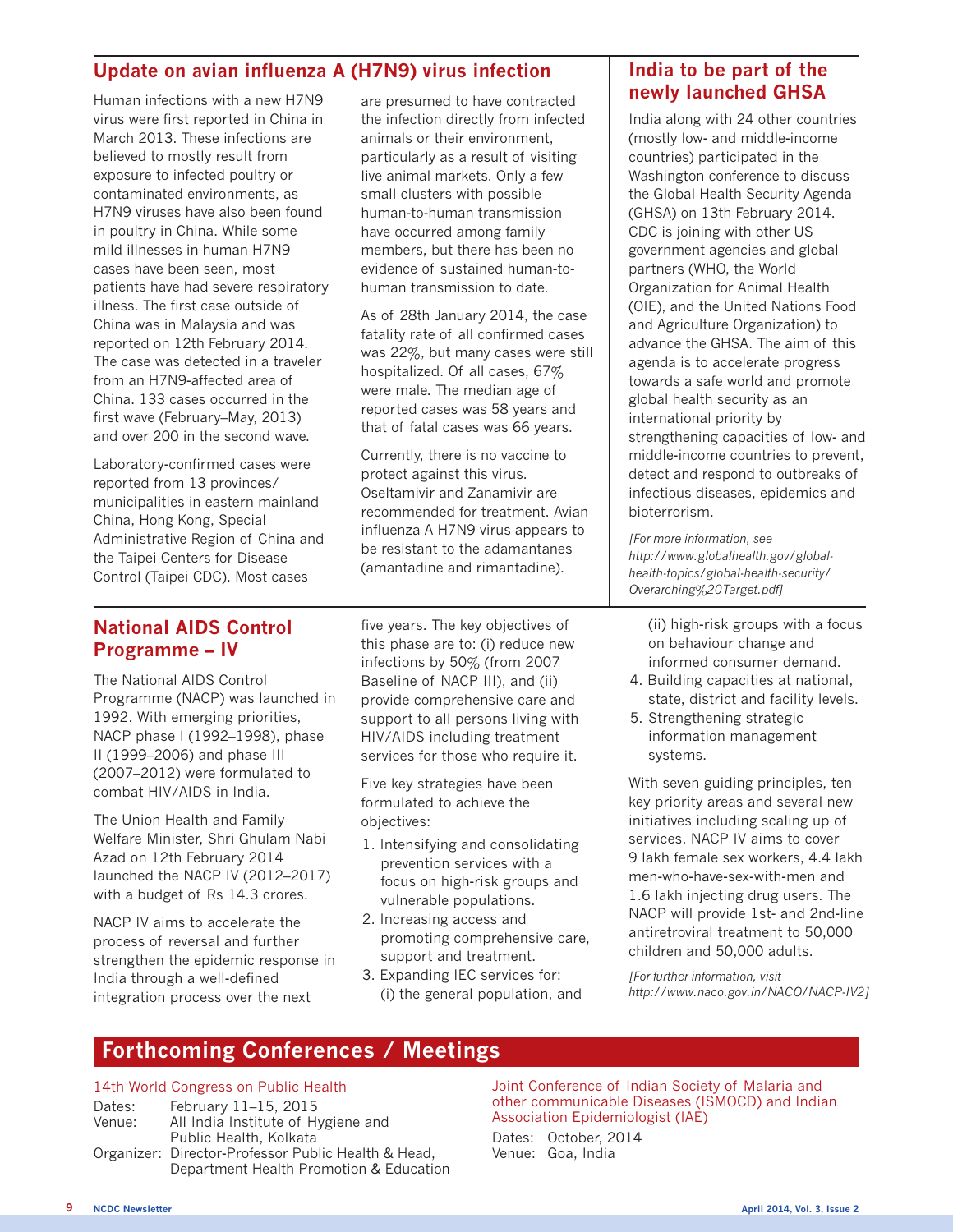## Update on avian influenza A (H7N9) virus infection

Human infections with a new H7N9 virus were first reported in China in March 2013. These infections are believed to mostly result from exposure to infected poultry or contaminated environments, as H7N9 viruses have also been found in poultry in China. While some mild illnesses in human H7N9 cases have been seen, most patients have had severe respiratory illness. The first case outside of China was in Malaysia and was reported on 12th February 2014. The case was detected in a traveler from an H7N9-affected area of China. 133 cases occurred in the first wave (February–May, 2013) and over 200 in the second wave.

Laboratory-confirmed cases were reported from 13 provinces/ municipalities in eastern mainland China, Hong Kong, Special Administrative Region of China and the Taipei Centers for Disease Control (Taipei CDC). Most cases are presumed to have contracted the infection directly from infected animals or their environment, particularly as a result of visiting live animal markets. Only a few small clusters with possible human-to-human transmission have occurred among family members, but there has been no evidence of sustained human-to-human transmission to date.

As of 28th January 2014, the case fatality rate of all confirmed cases was 22%, but many cases were still hospitalized. Of all cases, 67% were male. The median age of reported cases was 58 years and that of fatal cases was 66 years.

Currently, there is no vaccine to protect against this virus. Oseltamivir and Zanamivir are recommended for treatment. Avian influenza A H7N9 virus appears to be resistant to the adamantanes (amantadine and rimantadine).

## India to be part of the newly launched GHSA

India along with 24 other countries (mostly low- and middle-income countries) participated in the Washington conference to discuss the Global Health Security Agenda (GHSA) on 13th February 2014. CDC is joining with other US government agencies and global partners (WHO, the World Organization for Animal Health (OIE), and the United Nations Food and Agriculture Organization) to advance the GHSA. The aim of this agenda is to accelerate progress towards a safe world and promote global health security as an international priority by strengthening capacities of low- and middle-income countries to prevent, detect and respond to outbreaks of infectious diseases, epidemics and bioterrorism.

*[For more information, see http://www.globalhealth.gov/global-health-topics/global-health-security/Overarching%20Target.pdf]*

## National AIDS Control Programme – IV

The National AIDS Control Programme (NACP) was launched in 1992. With emerging priorities, NACP phase I (1992–1998), phase II (1999–2006) and phase III (2007–2012) were formulated to combat HIV/AIDS in India.

The Union Health and Family Welfare Minister, Shri Ghulam Nabi Azad on 12th February 2014 launched the NACP IV (2012–2017) with a budget of Rs 14.3 crores.

NACP IV aims to accelerate the process of reversal and further strengthen the epidemic response in India through a well-defined integration process over the next five years. The key objectives of this phase are to: (i) reduce new infections by 50% (from 2007 Baseline of NACP III), and (ii) provide comprehensive care and support to all persons living with HIV/AIDS including treatment services for those who require it.

Five key strategies have been formulated to achieve the objectives:

1. Intensifying and consolidating prevention services with a focus on high-risk groups and vulnerable populations.
2. Increasing access and promoting comprehensive care, support and treatment.
3. Expanding IEC services for: (i) the general population, and (ii) high-risk groups with a focus on behaviour change and informed consumer demand.
4. Building capacities at national, state, district and facility levels.
5. Strengthening strategic information management systems.

With seven guiding principles, ten key priority areas and several new initiatives including scaling up of services, NACP IV aims to cover 9 lakh female sex workers, 4.4 lakh men-who-have-sex-with-men and 1.6 lakh injecting drug users. The NACP will provide 1st- and 2nd-line antiretroviral treatment to 50,000 children and 50,000 adults.

*[For further information, visit http://www.naco.gov.in/NACO/NACP-IV2]*

## Forthcoming Conferences / Meetings

**14th World Congress on Public Health**

Dates: February 11–15, 2015
Venue: All India Institute of Hygiene and Public Health, Kolkata
Organizer: Director-Professor Public Health & Head, Department Health Promotion & Education

**Joint Conference of Indian Society of Malaria and other communicable Diseases (ISMOCD) and Indian Association Epidemiologist (IAE)**

Dates: October, 2014
Venue: Goa, India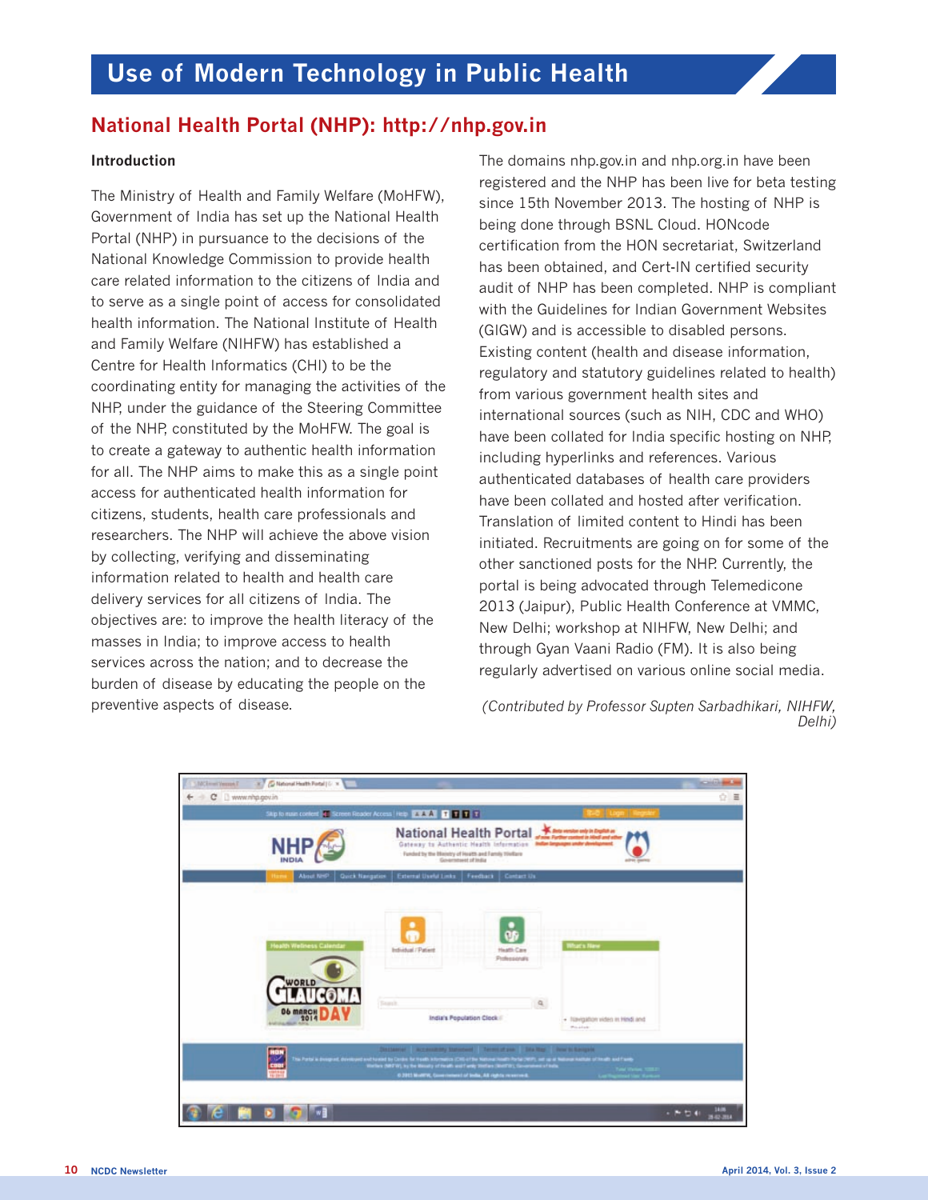# Use of Modern Technology in Public Health

## National Health Portal (NHP): http://nhp.gov.in

### Introduction

The Ministry of Health and Family Welfare (MoHFW), Government of India has set up the National Health Portal (NHP) in pursuance to the decisions of the National Knowledge Commission to provide health care related information to the citizens of India and to serve as a single point of access for consolidated health information. The National Institute of Health and Family Welfare (NIHFW) has established a Centre for Health Informatics (CHI) to be the coordinating entity for managing the activities of the NHP, under the guidance of the Steering Committee of the NHP, constituted by the MoHFW. The goal is to create a gateway to authentic health information for all. The NHP aims to make this as a single point access for authenticated health information for citizens, students, health care professionals and researchers. The NHP will achieve the above vision by collecting, verifying and disseminating information related to health and health care delivery services for all citizens of India. The objectives are: to improve the health literacy of the masses in India; to improve access to health services across the nation; and to decrease the burden of disease by educating the people on the preventive aspects of disease.

The domains nhp.gov.in and nhp.org.in have been registered and the NHP has been live for beta testing since 15th November 2013. The hosting of NHP is being done through BSNL Cloud. HONcode certification from the HON secretariat, Switzerland has been obtained, and Cert-IN certified security audit of NHP has been completed. NHP is compliant with the Guidelines for Indian Government Websites (GIGW) and is accessible to disabled persons. Existing content (health and disease information, regulatory and statutory guidelines related to health) from various government health sites and international sources (such as NIH, CDC and WHO) have been collated for India specific hosting on NHP, including hyperlinks and references. Various authenticated databases of health care providers have been collated and hosted after verification. Translation of limited content to Hindi has been initiated. Recruitments are going on for some of the other sanctioned posts for the NHP. Currently, the portal is being advocated through Telemedicone 2013 (Jaipur), Public Health Conference at VMMC, New Delhi; workshop at NIHFW, New Delhi; and through Gyan Vaani Radio (FM). It is also being regularly advertised on various online social media.

*(Contributed by Professor Supten Sarbadhikari, NIHFW, Delhi)*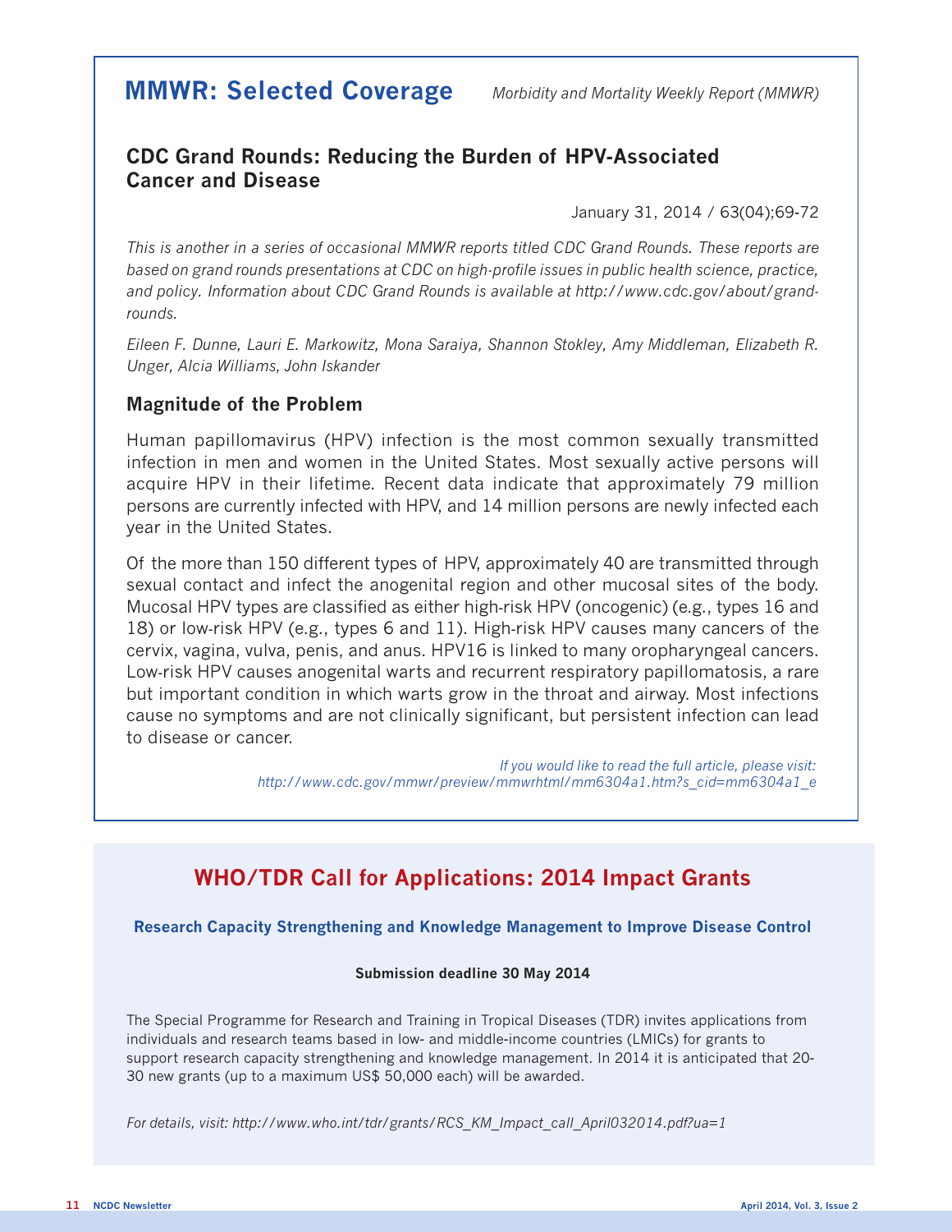## MMWR: Selected Coverage

*Morbidity and Mortality Weekly Report (MMWR)*

### CDC Grand Rounds: Reducing the Burden of HPV-Associated Cancer and Disease

January 31, 2014 / 63(04);69-72

*This is another in a series of occasional MMWR reports titled CDC Grand Rounds. These reports are based on grand rounds presentations at CDC on high-profile issues in public health science, practice, and policy. Information about CDC Grand Rounds is available at http://www.cdc.gov/about/grand-rounds.*

*Eileen F. Dunne, Lauri E. Markowitz, Mona Saraiya, Shannon Stokley, Amy Middleman, Elizabeth R. Unger, Alcia Williams, John Iskander*

#### Magnitude of the Problem

Human papillomavirus (HPV) infection is the most common sexually transmitted infection in men and women in the United States. Most sexually active persons will acquire HPV in their lifetime. Recent data indicate that approximately 79 million persons are currently infected with HPV, and 14 million persons are newly infected each year in the United States.

Of the more than 150 different types of HPV, approximately 40 are transmitted through sexual contact and infect the anogenital region and other mucosal sites of the body. Mucosal HPV types are classified as either high-risk HPV (oncogenic) (e.g., types 16 and 18) or low-risk HPV (e.g., types 6 and 11). High-risk HPV causes many cancers of the cervix, vagina, vulva, penis, and anus. HPV16 is linked to many oropharyngeal cancers. Low-risk HPV causes anogenital warts and recurrent respiratory papillomatosis, a rare but important condition in which warts grow in the throat and airway. Most infections cause no symptoms and are not clinically significant, but persistent infection can lead to disease or cancer.

*If you would like to read the full article, please visit: http://www.cdc.gov/mmwr/preview/mmwrhtml/mm6304a1.htm?s_cid=mm6304a1_e*

## WHO/TDR Call for Applications: 2014 Impact Grants

**Research Capacity Strengthening and Knowledge Management to Improve Disease Control**

**Submission deadline 30 May 2014**

The Special Programme for Research and Training in Tropical Diseases (TDR) invites applications from individuals and research teams based in low- and middle-income countries (LMICs) for grants to support research capacity strengthening and knowledge management. In 2014 it is anticipated that 20-30 new grants (up to a maximum US$ 50,000 each) will be awarded.

*For details, visit: http://www.who.int/tdr/grants/RCS_KM_Impact_call_April032014.pdf?ua=1*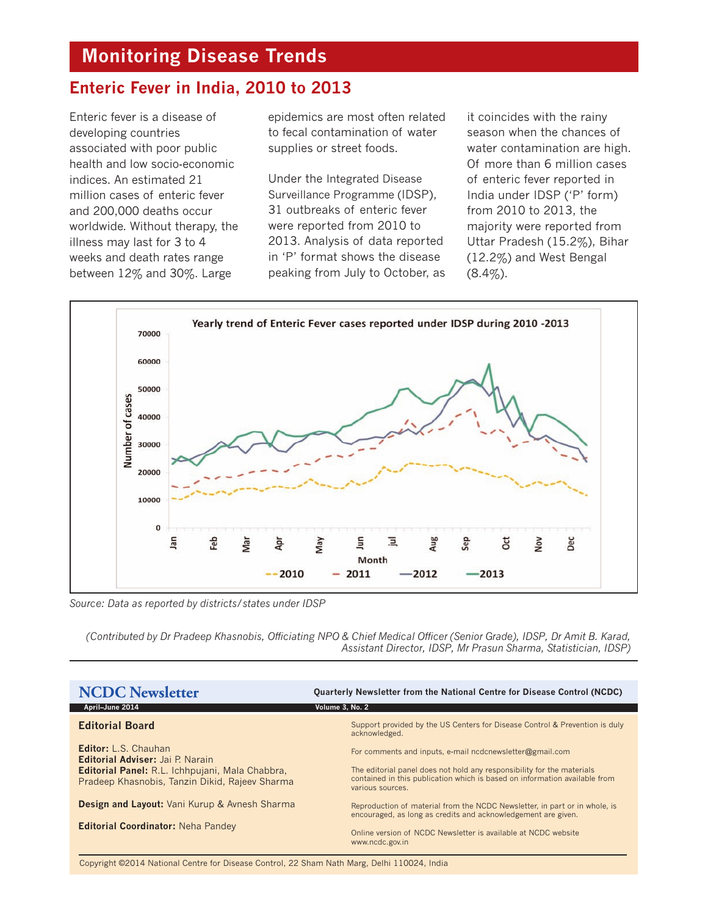# Monitoring Disease Trends

## Enteric Fever in India, 2010 to 2013

Enteric fever is a disease of developing countries associated with poor public health and low socio-economic indices. An estimated 21 million cases of enteric fever and 200,000 deaths occur worldwide. Without therapy, the illness may last for 3 to 4 weeks and death rates range between 12% and 30%. Large epidemics are most often related to fecal contamination of water supplies or street foods.

Under the Integrated Disease Surveillance Programme (IDSP), 31 outbreaks of enteric fever were reported from 2010 to 2013. Analysis of data reported in 'P' format shows the disease peaking from July to October, as it coincides with the rainy season when the chances of water contamination are high. Of more than 6 million cases of enteric fever reported in India under IDSP ('P' form) from 2010 to 2013, the majority were reported from Uttar Pradesh (15.2%), Bihar (12.2%) and West Bengal (8.4%).

Yearly trend of Enteric Fever cases reported under IDSP during 2010 -2013

Number of cases

70000
60000
50000
40000
30000
20000
10000
0

Jan Feb Mar Apr May Jun Jul Aug Sep Oct Nov Dec

Month

2010 2011 2012 2013

*Source: Data as reported by districts/states under IDSP*

*(Contributed by Dr Pradeep Khasnobis, Officiating NPO & Chief Medical Officer (Senior Grade), IDSP, Dr Amit B. Karad, Assistant Director, IDSP, Mr Prasun Sharma, Statistician, IDSP)*

---

**NCDC Newsletter**

Quarterly Newsletter from the National Centre for Disease Control (NCDC)

April–June 2014 | Volume 3, No. 2

### Editorial Board

**Editor:** L.S. Chauhan
**Editorial Adviser:** Jai P. Narain
**Editorial Panel:** R.L. Ichhpujani, Mala Chabbra, Pradeep Khasnobis, Tanzin Dikid, Rajeev Sharma

**Design and Layout:** Vani Kurup & Avnesh Sharma

**Editorial Coordinator:** Neha Pandey

Support provided by the US Centers for Disease Control & Prevention is duly acknowledged.

For comments and inputs, e-mail ncdcnewsletter@gmail.com

The editorial panel does not hold any responsibility for the materials contained in this publication which is based on information available from various sources.

Reproduction of material from the NCDC Newsletter, in part or in whole, is encouraged, as long as credits and acknowledgement are given.

Online version of NCDC Newsletter is available at NCDC website www.ncdc.gov.in

Copyright ©2014 National Centre for Disease Control, 22 Sham Nath Marg, Delhi 110024, India